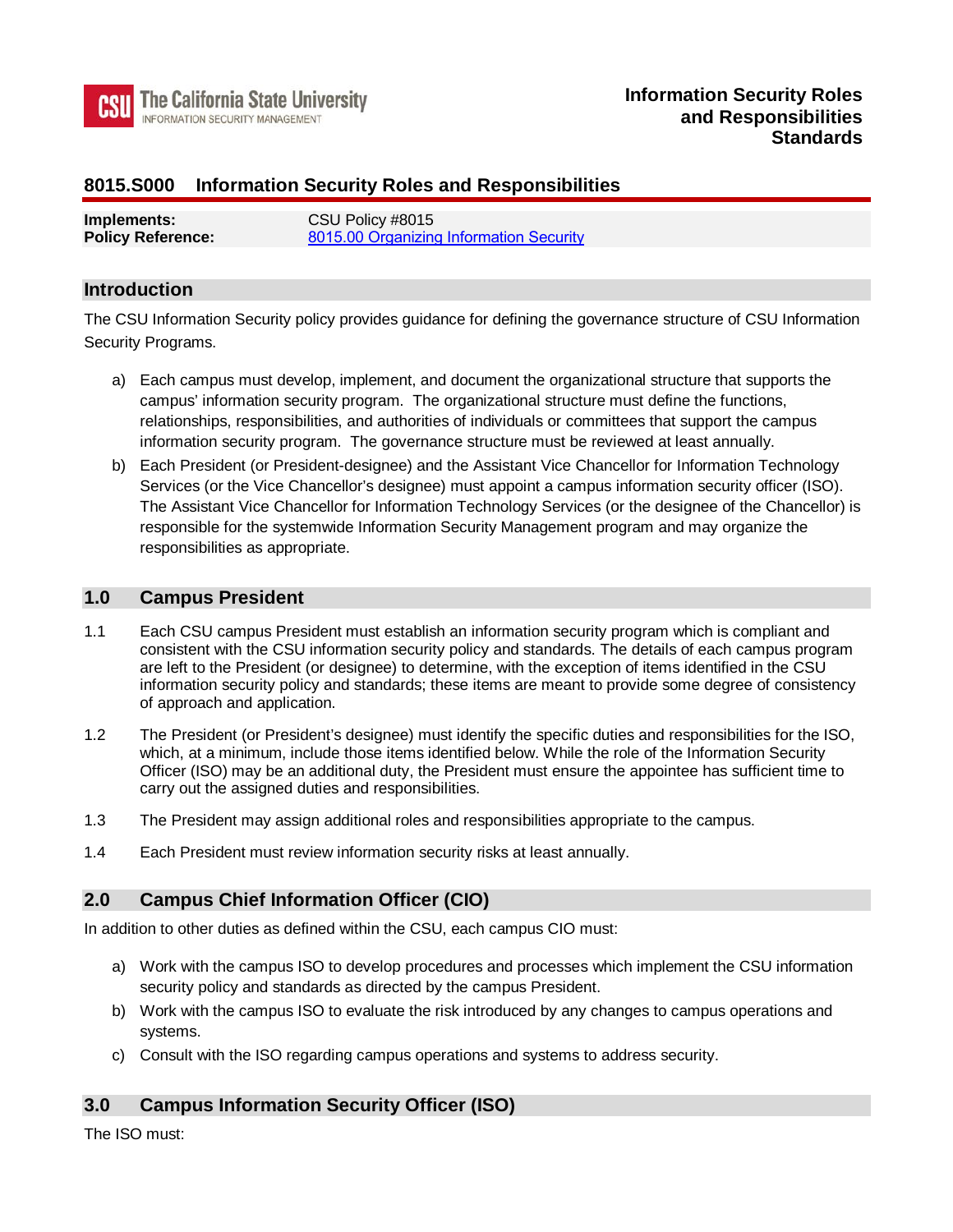# Information Security Roles and Responsibilities Standards

## 8015.S000 Information Security Roles and Responsibilities

**Implements:** CSU Policy #8015
**Policy Reference:** 8015.00 Organizing Information Security

## Introduction

The CSU Information Security policy provides guidance for defining the governance structure of CSU Information Security Programs.

a) Each campus must develop, implement, and document the organizational structure that supports the campus' information security program. The organizational structure must define the functions, relationships, responsibilities, and authorities of individuals or committees that support the campus information security program. The governance structure must be reviewed at least annually.

b) Each President (or President-designee) and the Assistant Vice Chancellor for Information Technology Services (or the Vice Chancellor's designee) must appoint a campus information security officer (ISO). The Assistant Vice Chancellor for Information Technology Services (or the designee of the Chancellor) is responsible for the systemwide Information Security Management program and may organize the responsibilities as appropriate.

## 1.0 Campus President

1.1 Each CSU campus President must establish an information security program which is compliant and consistent with the CSU information security policy and standards. The details of each campus program are left to the President (or designee) to determine, with the exception of items identified in the CSU information security policy and standards; these items are meant to provide some degree of consistency of approach and application.

1.2 The President (or President's designee) must identify the specific duties and responsibilities for the ISO, which, at a minimum, include those items identified below. While the role of the Information Security Officer (ISO) may be an additional duty, the President must ensure the appointee has sufficient time to carry out the assigned duties and responsibilities.

1.3 The President may assign additional roles and responsibilities appropriate to the campus.

1.4 Each President must review information security risks at least annually.

## 2.0 Campus Chief Information Officer (CIO)

In addition to other duties as defined within the CSU, each campus CIO must:

a) Work with the campus ISO to develop procedures and processes which implement the CSU information security policy and standards as directed by the campus President.

b) Work with the campus ISO to evaluate the risk introduced by any changes to campus operations and systems.

c) Consult with the ISO regarding campus operations and systems to address security.

## 3.0 Campus Information Security Officer (ISO)

The ISO must: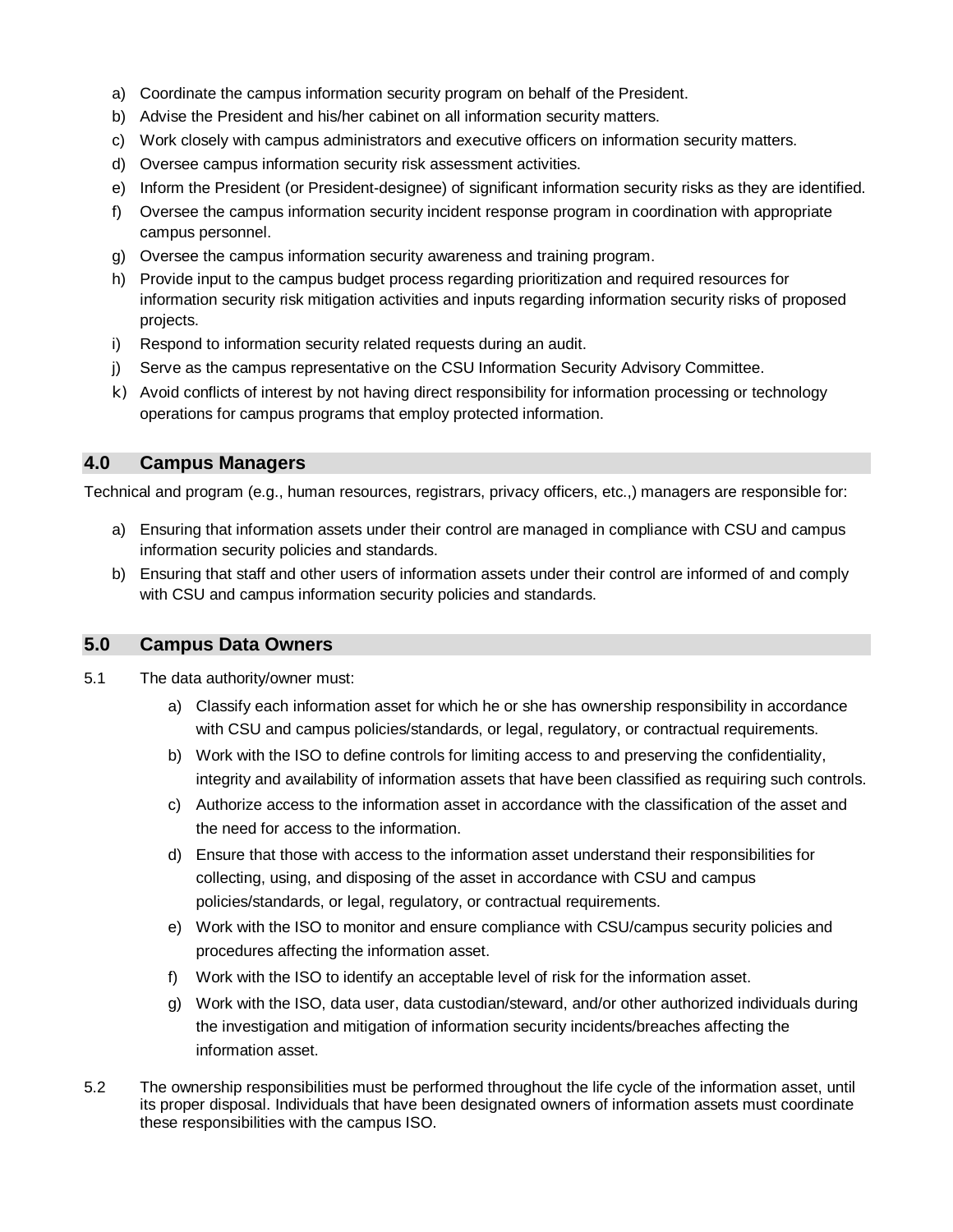a) Coordinate the campus information security program on behalf of the President.
b) Advise the President and his/her cabinet on all information security matters.
c) Work closely with campus administrators and executive officers on information security matters.
d) Oversee campus information security risk assessment activities.
e) Inform the President (or President-designee) of significant information security risks as they are identified.
f) Oversee the campus information security incident response program in coordination with appropriate campus personnel.
g) Oversee the campus information security awareness and training program.
h) Provide input to the campus budget process regarding prioritization and required resources for information security risk mitigation activities and inputs regarding information security risks of proposed projects.
i) Respond to information security related requests during an audit.
j) Serve as the campus representative on the CSU Information Security Advisory Committee.
k) Avoid conflicts of interest by not having direct responsibility for information processing or technology operations for campus programs that employ protected information.

## 4.0 Campus Managers

Technical and program (e.g., human resources, registrars, privacy officers, etc.,) managers are responsible for:

a) Ensuring that information assets under their control are managed in compliance with CSU and campus information security policies and standards.
b) Ensuring that staff and other users of information assets under their control are informed of and comply with CSU and campus information security policies and standards.

## 5.0 Campus Data Owners

5.1 The data authority/owner must:

a) Classify each information asset for which he or she has ownership responsibility in accordance with CSU and campus policies/standards, or legal, regulatory, or contractual requirements.
b) Work with the ISO to define controls for limiting access to and preserving the confidentiality, integrity and availability of information assets that have been classified as requiring such controls.
c) Authorize access to the information asset in accordance with the classification of the asset and the need for access to the information.
d) Ensure that those with access to the information asset understand their responsibilities for collecting, using, and disposing of the asset in accordance with CSU and campus policies/standards, or legal, regulatory, or contractual requirements.
e) Work with the ISO to monitor and ensure compliance with CSU/campus security policies and procedures affecting the information asset.
f) Work with the ISO to identify an acceptable level of risk for the information asset.
g) Work with the ISO, data user, data custodian/steward, and/or other authorized individuals during the investigation and mitigation of information security incidents/breaches affecting the information asset.

5.2 The ownership responsibilities must be performed throughout the life cycle of the information asset, until its proper disposal. Individuals that have been designated owners of information assets must coordinate these responsibilities with the campus ISO.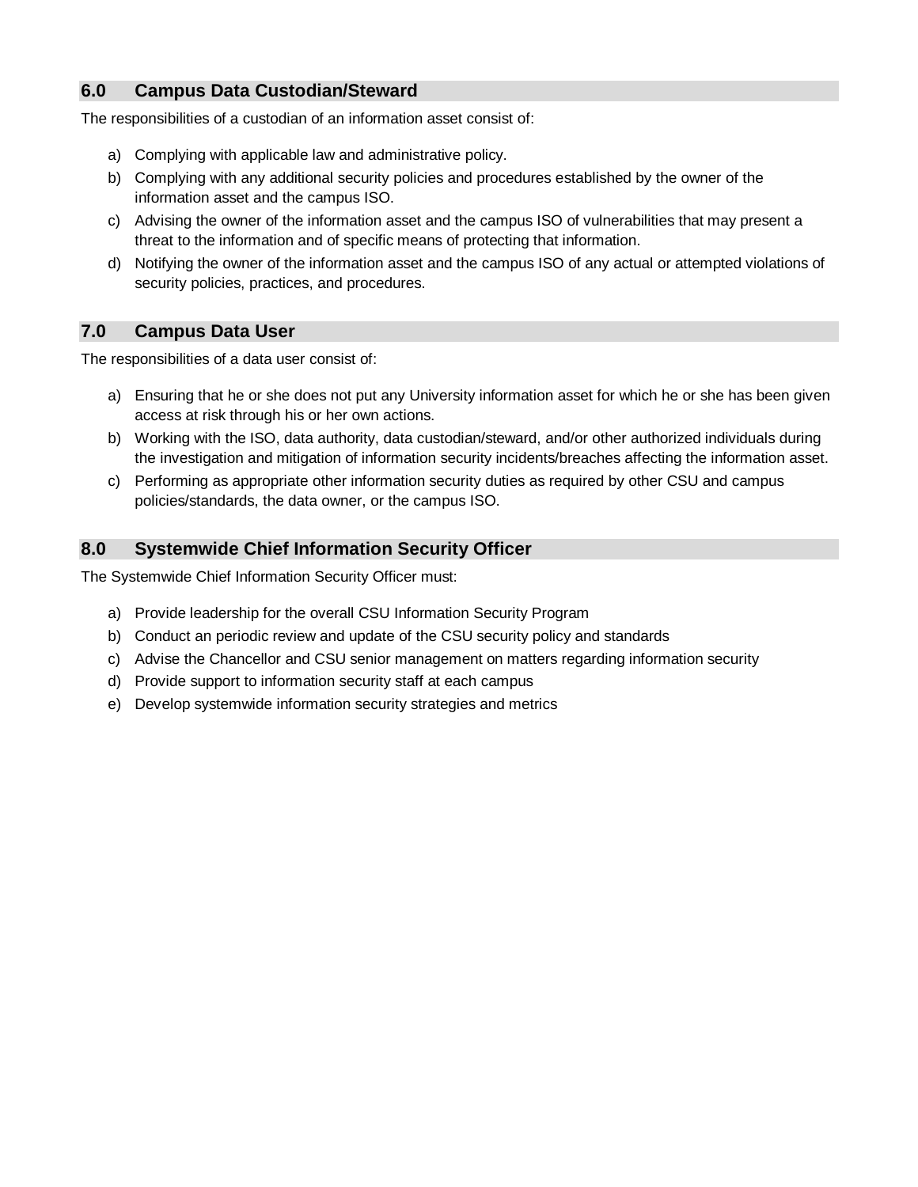## 6.0 Campus Data Custodian/Steward

The responsibilities of a custodian of an information asset consist of:

a) Complying with applicable law and administrative policy.
b) Complying with any additional security policies and procedures established by the owner of the information asset and the campus ISO.
c) Advising the owner of the information asset and the campus ISO of vulnerabilities that may present a threat to the information and of specific means of protecting that information.
d) Notifying the owner of the information asset and the campus ISO of any actual or attempted violations of security policies, practices, and procedures.

## 7.0 Campus Data User

The responsibilities of a data user consist of:

a) Ensuring that he or she does not put any University information asset for which he or she has been given access at risk through his or her own actions.
b) Working with the ISO, data authority, data custodian/steward, and/or other authorized individuals during the investigation and mitigation of information security incidents/breaches affecting the information asset.
c) Performing as appropriate other information security duties as required by other CSU and campus policies/standards, the data owner, or the campus ISO.

## 8.0 Systemwide Chief Information Security Officer

The Systemwide Chief Information Security Officer must:

a) Provide leadership for the overall CSU Information Security Program
b) Conduct an periodic review and update of the CSU security policy and standards
c) Advise the Chancellor and CSU senior management on matters regarding information security
d) Provide support to information security staff at each campus
e) Develop systemwide information security strategies and metrics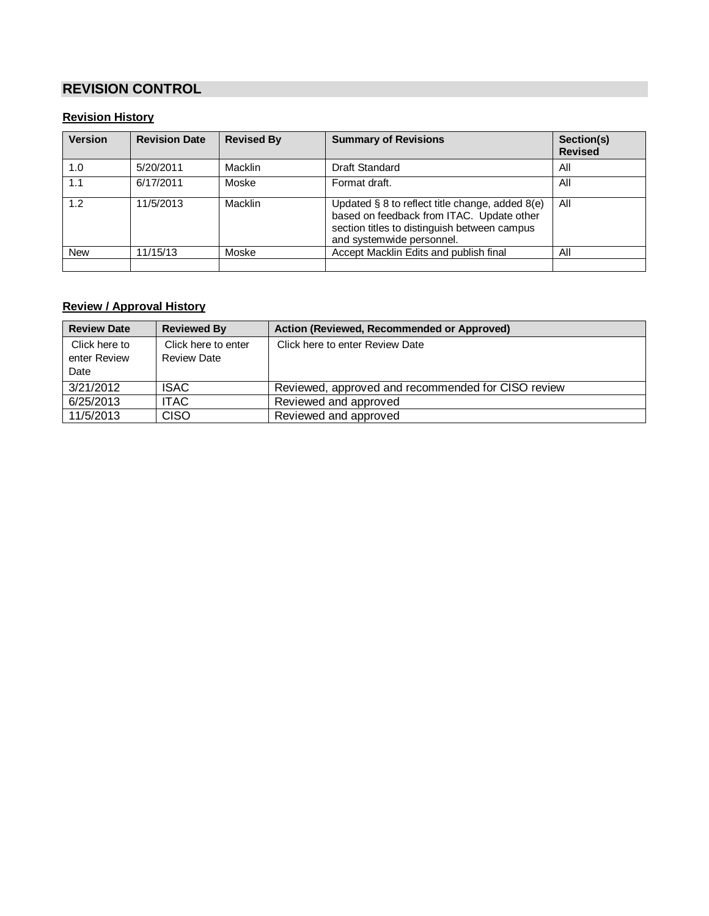## REVISION CONTROL

### Revision History

| Version | Revision Date | Revised By | Summary of Revisions | Section(s) Revised |
|---|---|---|---|---|
| 1.0 | 5/20/2011 | Macklin | Draft Standard | All |
| 1.1 | 6/17/2011 | Moske | Format draft. | All |
| 1.2 | 11/5/2013 | Macklin | Updated § 8 to reflect title change, added 8(e) based on feedback from ITAC. Update other section titles to distinguish between campus and systemwide personnel. | All |
| New | 11/15/13 | Moske | Accept Macklin Edits and publish final | All |
| | | | | |

### Review / Approval History

| Review Date | Reviewed By | Action (Reviewed, Recommended or Approved) |
|---|---|---|
| Click here to enter Review Date | Click here to enter Review Date | Click here to enter Review Date |
| 3/21/2012 | ISAC | Reviewed, approved and recommended for CISO review |
| 6/25/2013 | ITAC | Reviewed and approved |
| 11/5/2013 | CISO | Reviewed and approved |